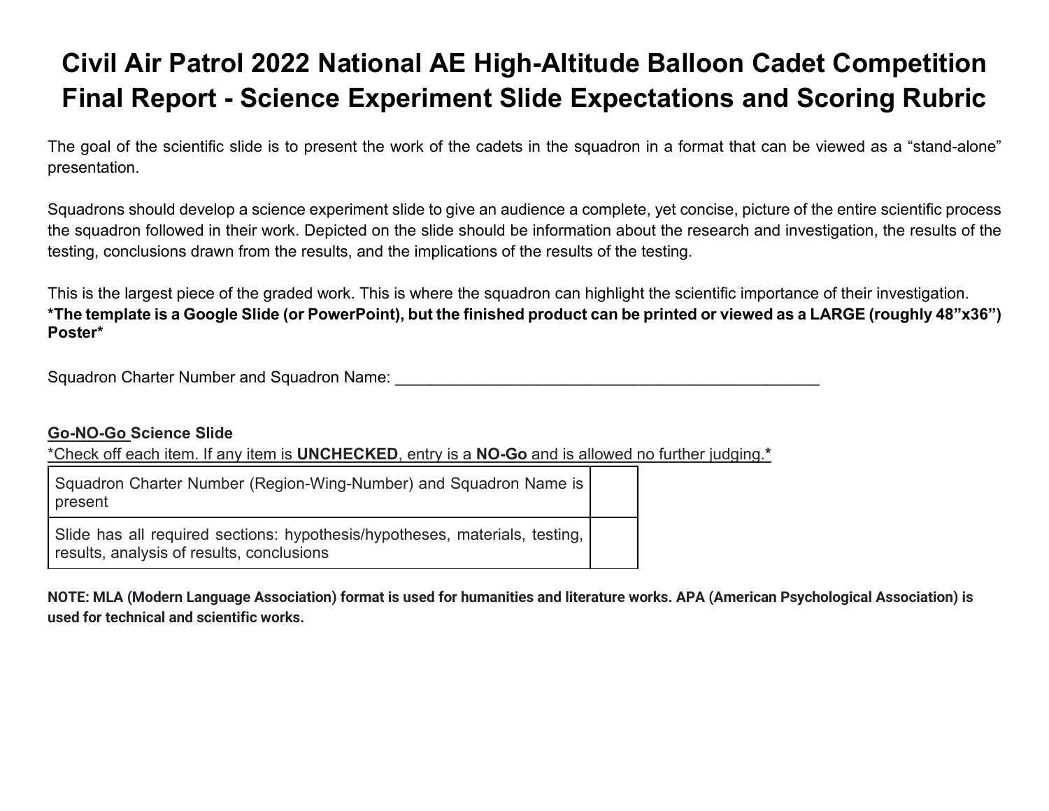# Civil Air Patrol 2022 National AE High-Altitude Balloon Cadet Competition Final Report - Science Experiment Slide Expectations and Scoring Rubric

The goal of the scientific slide is to present the work of the cadets in the squadron in a format that can be viewed as a "stand-alone" presentation.

Squadrons should develop a science experiment slide to give an audience a complete, yet concise, picture of the entire scientific process the squadron followed in their work. Depicted on the slide should be information about the research and investigation, the results of the testing, conclusions drawn from the results, and the implications of the results of the testing.

This is the largest piece of the graded work. This is where the squadron can highlight the scientific importance of their investigation.
**\*The template is a Google Slide (or PowerPoint), but the finished product can be printed or viewed as a LARGE (roughly 48"x36") Poster\***

Squadron Charter Number and Squadron Name: ___________________________________________________

**Go-NO-Go Science Slide**

\*Check off each item. If any item is **UNCHECKED**, entry is a **NO-Go** and is allowed no further judging.\*

| | |
|---|---|
| Squadron Charter Number (Region-Wing-Number) and Squadron Name is present | |
| Slide has all required sections: hypothesis/hypotheses, materials, testing, results, analysis of results, conclusions | |

**NOTE: MLA (Modern Language Association) format is used for humanities and literature works. APA (American Psychological Association) is used for technical and scientific works.**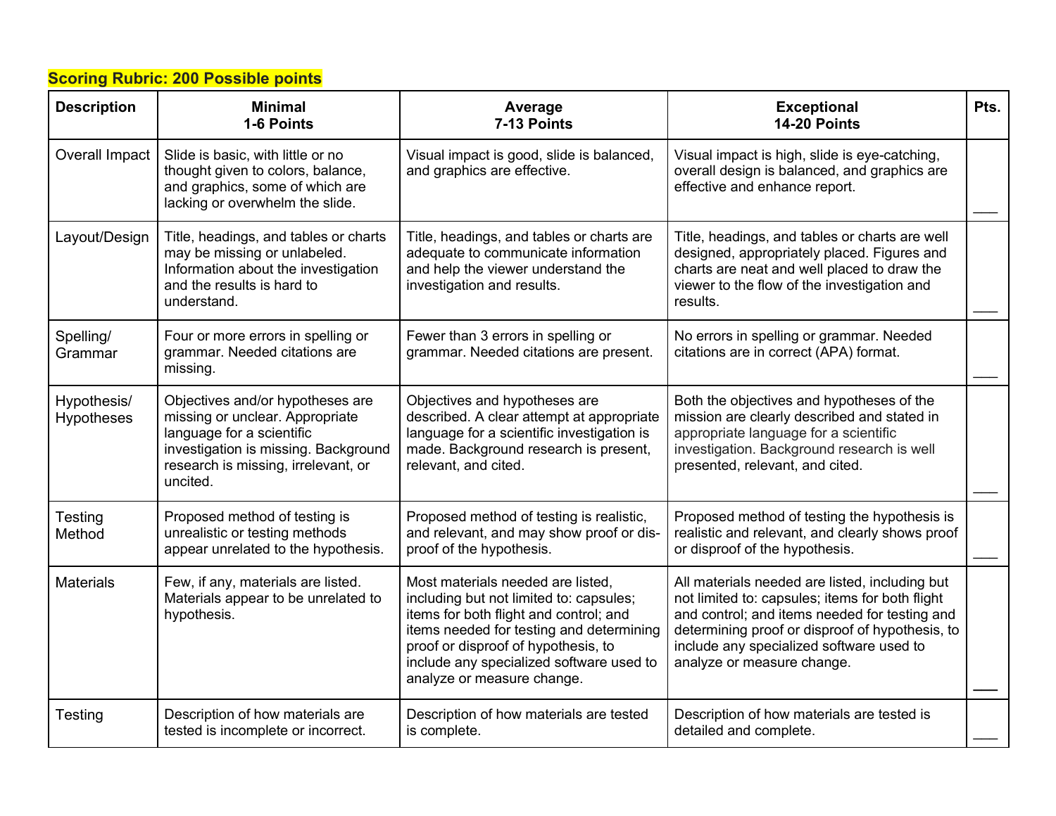**Scoring Rubric: 200 Possible points**

| Description | Minimal<br>1-6 Points | Average<br>7-13 Points | Exceptional<br>14-20 Points | Pts. |
|---|---|---|---|---|
| Overall Impact | Slide is basic, with little or no thought given to colors, balance, and graphics, some of which are lacking or overwhelm the slide. | Visual impact is good, slide is balanced, and graphics are effective. | Visual impact is high, slide is eye-catching, overall design is balanced, and graphics are effective and enhance report. | ___ |
| Layout/Design | Title, headings, and tables or charts may be missing or unlabeled. Information about the investigation and the results is hard to understand. | Title, headings, and tables or charts are adequate to communicate information and help the viewer understand the investigation and results. | Title, headings, and tables or charts are well designed, appropriately placed. Figures and charts are neat and well placed to draw the viewer to the flow of the investigation and results. | ___ |
| Spelling/ Grammar | Four or more errors in spelling or grammar. Needed citations are missing. | Fewer than 3 errors in spelling or grammar. Needed citations are present. | No errors in spelling or grammar. Needed citations are in correct (APA) format. | ___ |
| Hypothesis/ Hypotheses | Objectives and/or hypotheses are missing or unclear. Appropriate language for a scientific investigation is missing. Background research is missing, irrelevant, or uncited. | Objectives and hypotheses are described. A clear attempt at appropriate language for a scientific investigation is made. Background research is present, relevant, and cited. | Both the objectives and hypotheses of the mission are clearly described and stated in appropriate language for a scientific investigation. Background research is well presented, relevant, and cited. | ___ |
| Testing Method | Proposed method of testing is unrealistic or testing methods appear unrelated to the hypothesis. | Proposed method of testing is realistic, and relevant, and may show proof or dis-proof of the hypothesis. | Proposed method of testing the hypothesis is realistic and relevant, and clearly shows proof or disproof of the hypothesis. | ___ |
| Materials | Few, if any, materials are listed. Materials appear to be unrelated to hypothesis. | Most materials needed are listed, including but not limited to: capsules; items for both flight and control; and items needed for testing and determining proof or disproof of hypothesis, to include any specialized software used to analyze or measure change. | All materials needed are listed, including but not limited to: capsules; items for both flight and control; and items needed for testing and determining proof or disproof of hypothesis, to include any specialized software used to analyze or measure change. | ___ |
| Testing | Description of how materials are tested is incomplete or incorrect. | Description of how materials are tested is complete. | Description of how materials are tested is detailed and complete. | ___ |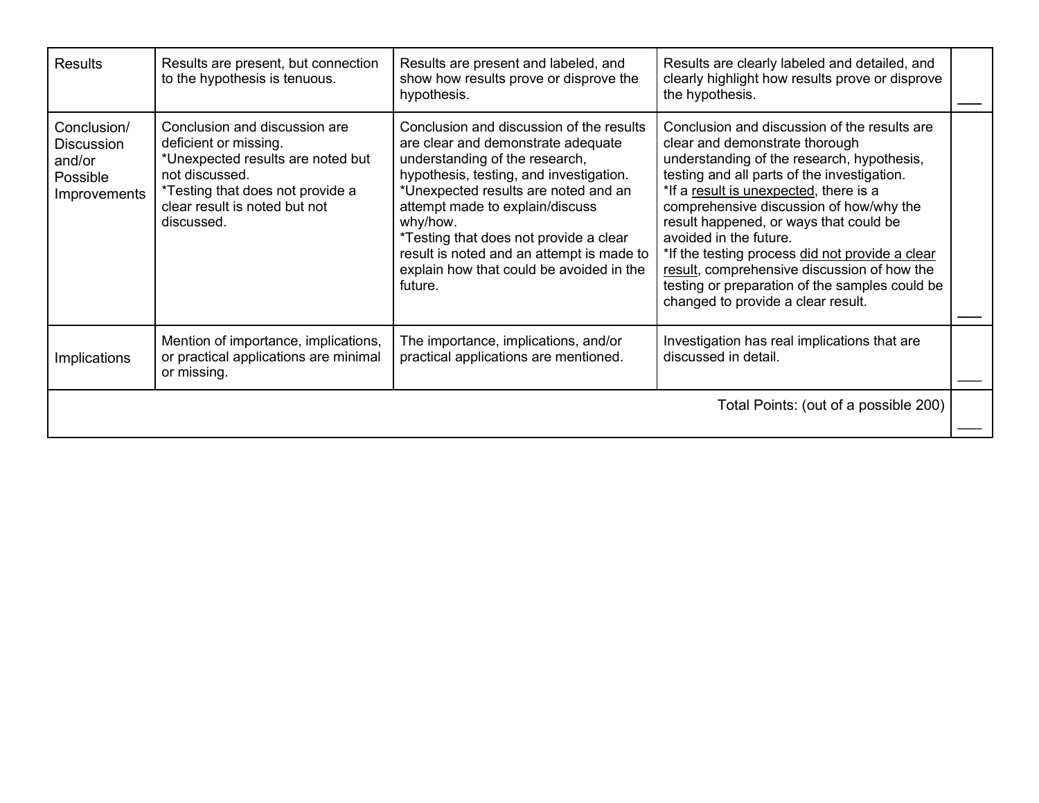| | | | | |
|---|---|---|---|---|
| Results | Results are present, but connection to the hypothesis is tenuous. | Results are present and labeled, and show how results prove or disprove the hypothesis. | Results are clearly labeled and detailed, and clearly highlight how results prove or disprove the hypothesis. | ___ |
| Conclusion/ Discussion and/or Possible Improvements | Conclusion and discussion are deficient or missing.<br>*Unexpected results are noted but not discussed.<br>*Testing that does not provide a clear result is noted but not discussed. | Conclusion and discussion of the results are clear and demonstrate adequate understanding of the research, hypothesis, testing, and investigation.<br>*Unexpected results are noted and an attempt made to explain/discuss why/how.<br>*Testing that does not provide a clear result is noted and an attempt is made to explain how that could be avoided in the future. | Conclusion and discussion of the results are clear and demonstrate thorough understanding of the research, hypothesis, testing and all parts of the investigation.<br>*If a <u>result is unexpected</u>, there is a comprehensive discussion of how/why the result happened, or ways that could be avoided in the future.<br>*If the testing process <u>did not provide a clear result</u>, comprehensive discussion of how the testing or preparation of the samples could be changed to provide a clear result. | ___ |
| Implications | Mention of importance, implications, or practical applications are minimal or missing. | The importance, implications, and/or practical applications are mentioned. | Investigation has real implications that are discussed in detail. | ___ |
| | | | Total Points: (out of a possible 200) | ___ |